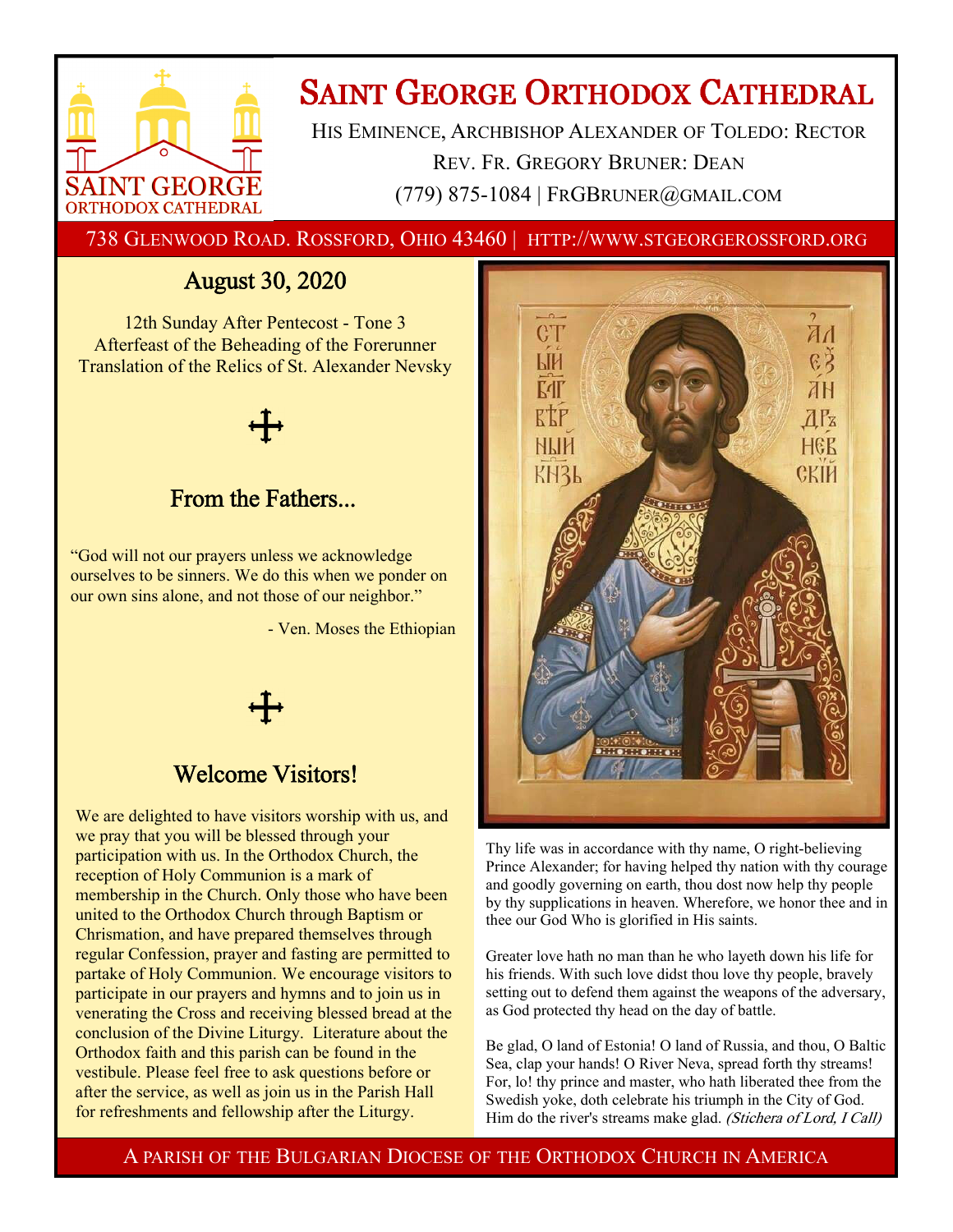# Saint George Orthodox Cathedral

His Eminence, Archbishop Alexander of Toledo: Rector

Rev. Fr. Gregory Bruner: Dean

(779) 875-1084 | FrGBruner@gmail.com

738 Glenwood Road. Rossford, Ohio 43460 | http://www.stgeorgerossford.org

## August 30, 2020

12th Sunday After Pentecost - Tone 3
Afterfeast of the Beheading of the Forerunner
Translation of the Relics of St. Alexander Nevsky

☩

## From the Fathers...

"God will not our prayers unless we acknowledge ourselves to be sinners. We do this when we ponder on our own sins alone, and not those of our neighbor."

- Ven. Moses the Ethiopian

☩

## Welcome Visitors!

We are delighted to have visitors worship with us, and we pray that you will be blessed through your participation with us. In the Orthodox Church, the reception of Holy Communion is a mark of membership in the Church. Only those who have been united to the Orthodox Church through Baptism or Chrismation, and have prepared themselves through regular Confession, prayer and fasting are permitted to partake of Holy Communion. We encourage visitors to participate in our prayers and hymns and to join us in venerating the Cross and receiving blessed bread at the conclusion of the Divine Liturgy. Literature about the Orthodox faith and this parish can be found in the vestibule. Please feel free to ask questions before or after the service, as well as join us in the Parish Hall for refreshments and fellowship after the Liturgy.

Thy life was in accordance with thy name, O right-believing Prince Alexander; for having helped thy nation with thy courage and goodly governing on earth, thou dost now help thy people by thy supplications in heaven. Wherefore, we honor thee and in thee our God Who is glorified in His saints.

Greater love hath no man than he who layeth down his life for his friends. With such love didst thou love thy people, bravely setting out to defend them against the weapons of the adversary, as God protected thy head on the day of battle.

Be glad, O land of Estonia! O land of Russia, and thou, O Baltic Sea, clap your hands! O River Neva, spread forth thy streams! For, lo! thy prince and master, who hath liberated thee from the Swedish yoke, doth celebrate his triumph in the City of God. Him do the river's streams make glad. *(Stichera of Lord, I Call)*

A parish of the Bulgarian Diocese of the Orthodox Church in America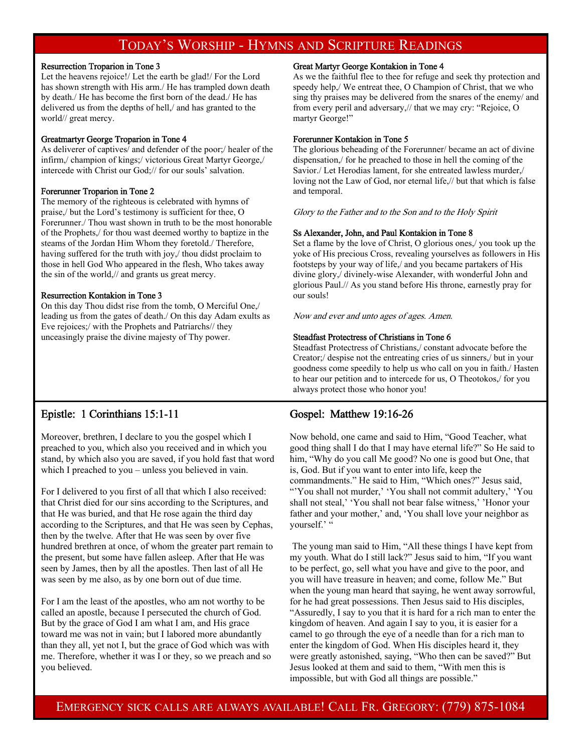# Today's Worship - Hymns and Scripture Readings

**Resurrection Troparion in Tone 3**
Let the heavens rejoice!/ Let the earth be glad!/ For the Lord has shown strength with His arm./ He has trampled down death by death./ He has become the first born of the dead./ He has delivered us from the depths of hell,/ and has granted to the world// great mercy.

**Greatmartyr George Troparion in Tone 4**
As deliverer of captives/ and defender of the poor;/ healer of the infirm,/ champion of kings;/ victorious Great Martyr George,/ intercede with Christ our God;// for our souls' salvation.

**Forerunner Troparion in Tone 2**
The memory of the righteous is celebrated with hymns of praise,/ but the Lord's testimony is sufficient for thee, O Forerunner./ Thou wast shown in truth to be the most honorable of the Prophets,/ for thou wast deemed worthy to baptize in the steams of the Jordan Him Whom they foretold./ Therefore, having suffered for the truth with joy,/ thou didst proclaim to those in hell God Who appeared in the flesh, Who takes away the sin of the world,// and grants us great mercy.

**Resurrection Kontakion in Tone 3**
On this day Thou didst rise from the tomb, O Merciful One,/ leading us from the gates of death./ On this day Adam exults as Eve rejoices;/ with the Prophets and Patriarchs// they unceasingly praise the divine majesty of Thy power.

**Great Martyr George Kontakion in Tone 4**
As we the faithful flee to thee for refuge and seek thy protection and speedy help,/ We entreat thee, O Champion of Christ, that we who sing thy praises may be delivered from the snares of the enemy/ and from every peril and adversary,// that we may cry: "Rejoice, O martyr George!"

**Forerunner Kontakion in Tone 5**
The glorious beheading of the Forerunner/ became an act of divine dispensation,/ for he preached to those in hell the coming of the Savior./ Let Herodias lament, for she entreated lawless murder,/ loving not the Law of God, nor eternal life,// but that which is false and temporal.

*Glory to the Father and to the Son and to the Holy Spirit*

**Ss Alexander, John, and Paul Kontakion in Tone 8**
Set a flame by the love of Christ, O glorious ones,/ you took up the yoke of His precious Cross, revealing yourselves as followers in His footsteps by your way of life,/ and you became partakers of His divine glory,/ divinely-wise Alexander, with wonderful John and glorious Paul.// As you stand before His throne, earnestly pray for our souls!

*Now and ever and unto ages of ages. Amen.*

**Steadfast Protectress of Christians in Tone 6**
Steadfast Protectress of Christians,/ constant advocate before the Creator;/ despise not the entreating cries of us sinners,/ but in your goodness come speedily to help us who call on you in faith./ Hasten to hear our petition and to intercede for us, O Theotokos,/ for you always protect those who honor you!

## Epistle: 1 Corinthians 15:1-11

Moreover, brethren, I declare to you the gospel which I preached to you, which also you received and in which you stand, by which also you are saved, if you hold fast that word which I preached to you – unless you believed in vain.

For I delivered to you first of all that which I also received: that Christ died for our sins according to the Scriptures, and that He was buried, and that He rose again the third day according to the Scriptures, and that He was seen by Cephas, then by the twelve. After that He was seen by over five hundred brethren at once, of whom the greater part remain to the present, but some have fallen asleep. After that He was seen by James, then by all the apostles. Then last of all He was seen by me also, as by one born out of due time.

For I am the least of the apostles, who am not worthy to be called an apostle, because I persecuted the church of God. But by the grace of God I am what I am, and His grace toward me was not in vain; but I labored more abundantly than they all, yet not I, but the grace of God which was with me. Therefore, whether it was I or they, so we preach and so you believed.

## Gospel: Matthew 19:16-26

Now behold, one came and said to Him, "Good Teacher, what good thing shall I do that I may have eternal life?" So He said to him, "Why do you call Me good? No one is good but One, that is, God. But if you want to enter into life, keep the commandments." He said to Him, "Which ones?" Jesus said, "'You shall not murder,' 'You shall not commit adultery,' 'You shall not steal,' 'You shall not bear false witness,' 'Honor your father and your mother,' and, 'You shall love your neighbor as yourself.' "

The young man said to Him, "All these things I have kept from my youth. What do I still lack?" Jesus said to him, "If you want to be perfect, go, sell what you have and give to the poor, and you will have treasure in heaven; and come, follow Me." But when the young man heard that saying, he went away sorrowful, for he had great possessions. Then Jesus said to His disciples, "Assuredly, I say to you that it is hard for a rich man to enter the kingdom of heaven. And again I say to you, it is easier for a camel to go through the eye of a needle than for a rich man to enter the kingdom of God. When His disciples heard it, they were greatly astonished, saying, "Who then can be saved?" But Jesus looked at them and said to them, "With men this is impossible, but with God all things are possible."

Emergency sick calls are always available! Call Fr. Gregory: (779) 875-1084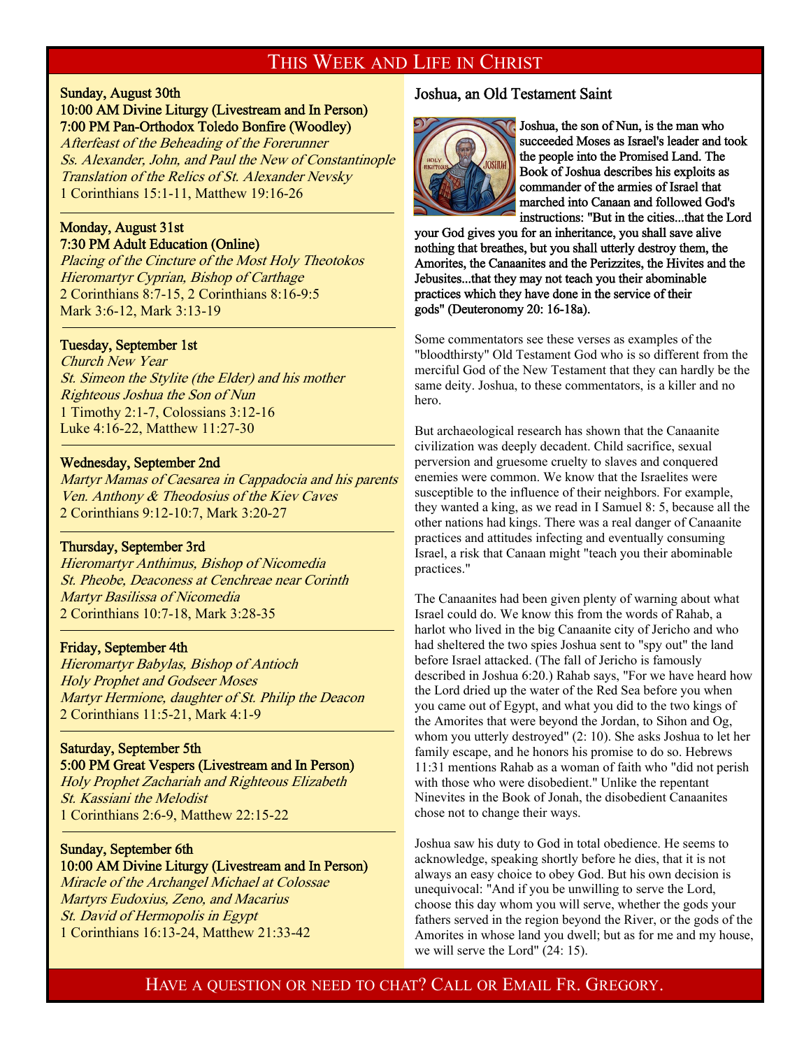# This Week and Life in Christ

**Sunday, August 30th**
**10:00 AM Divine Liturgy (Livestream and In Person)**
**7:00 PM Pan-Orthodox Toledo Bonfire (Woodley)**
*Afterfeast of the Beheading of the Forerunner*
*Ss. Alexander, John, and Paul the New of Constantinople*
*Translation of the Relics of St. Alexander Nevsky*
1 Corinthians 15:1-11, Matthew 19:16-26

---

**Monday, August 31st**
**7:30 PM Adult Education (Online)**
*Placing of the Cincture of the Most Holy Theotokos*
*Hieromartyr Cyprian, Bishop of Carthage*
2 Corinthians 8:7-15, 2 Corinthians 8:16-9:5
Mark 3:6-12, Mark 3:13-19

---

**Tuesday, September 1st**
*Church New Year*
*St. Simeon the Stylite (the Elder) and his mother*
*Righteous Joshua the Son of Nun*
1 Timothy 2:1-7, Colossians 3:12-16
Luke 4:16-22, Matthew 11:27-30

---

**Wednesday, September 2nd**
*Martyr Mamas of Caesarea in Cappadocia and his parents*
*Ven. Anthony & Theodosius of the Kiev Caves*
2 Corinthians 9:12-10:7, Mark 3:20-27

---

**Thursday, September 3rd**
*Hieromartyr Anthimus, Bishop of Nicomedia*
*St. Pheobe, Deaconess at Cenchreae near Corinth*
*Martyr Basilissa of Nicomedia*
2 Corinthians 10:7-18, Mark 3:28-35

---

**Friday, September 4th**
*Hieromartyr Babylas, Bishop of Antioch*
*Holy Prophet and Godseer Moses*
*Martyr Hermione, daughter of St. Philip the Deacon*
2 Corinthians 11:5-21, Mark 4:1-9

---

**Saturday, September 5th**
**5:00 PM Great Vespers (Livestream and In Person)**
*Holy Prophet Zachariah and Righteous Elizabeth*
*St. Kassiani the Melodist*
1 Corinthians 2:6-9, Matthew 22:15-22

---

**Sunday, September 6th**
**10:00 AM Divine Liturgy (Livestream and In Person)**
*Miracle of the Archangel Michael at Colossae*
*Martyrs Eudoxius, Zeno, and Macarius*
*St. David of Hermopolis in Egypt*
1 Corinthians 16:13-24, Matthew 21:33-42

## Joshua, an Old Testament Saint

**Joshua, the son of Nun, is the man who succeeded Moses as Israel's leader and took the people into the Promised Land. The Book of Joshua describes his exploits as commander of the armies of Israel that marched into Canaan and followed God's instructions: "But in the cities...that the Lord your God gives you for an inheritance, you shall save alive nothing that breathes, but you shall utterly destroy them, the Amorites, the Canaanites and the Perizzites, the Hivites and the Jebusites...that they may not teach you their abominable practices which they have done in the service of their gods" (Deuteronomy 20: 16-18a).**

Some commentators see these verses as examples of the "bloodthirsty" Old Testament God who is so different from the merciful God of the New Testament that they can hardly be the same deity. Joshua, to these commentators, is a killer and no hero.

But archaeological research has shown that the Canaanite civilization was deeply decadent. Child sacrifice, sexual perversion and gruesome cruelty to slaves and conquered enemies were common. We know that the Israelites were susceptible to the influence of their neighbors. For example, they wanted a king, as we read in I Samuel 8: 5, because all the other nations had kings. There was a real danger of Canaanite practices and attitudes infecting and eventually consuming Israel, a risk that Canaan might "teach you their abominable practices."

The Canaanites had been given plenty of warning about what Israel could do. We know this from the words of Rahab, a harlot who lived in the big Canaanite city of Jericho and who had sheltered the two spies Joshua sent to "spy out" the land before Israel attacked. (The fall of Jericho is famously described in Joshua 6:20.) Rahab says, "For we have heard how the Lord dried up the water of the Red Sea before you when you came out of Egypt, and what you did to the two kings of the Amorites that were beyond the Jordan, to Sihon and Og, whom you utterly destroyed" (2: 10). She asks Joshua to let her family escape, and he honors his promise to do so. Hebrews 11:31 mentions Rahab as a woman of faith who "did not perish with those who were disobedient." Unlike the repentant Ninevites in the Book of Jonah, the disobedient Canaanites chose not to change their ways.

Joshua saw his duty to God in total obedience. He seems to acknowledge, speaking shortly before he dies, that it is not always an easy choice to obey God. But his own decision is unequivocal: "And if you be unwilling to serve the Lord, choose this day whom you will serve, whether the gods your fathers served in the region beyond the River, or the gods of the Amorites in whose land you dwell; but as for me and my house, we will serve the Lord" (24: 15).

Have a question or need to chat? Call or Email Fr. Gregory.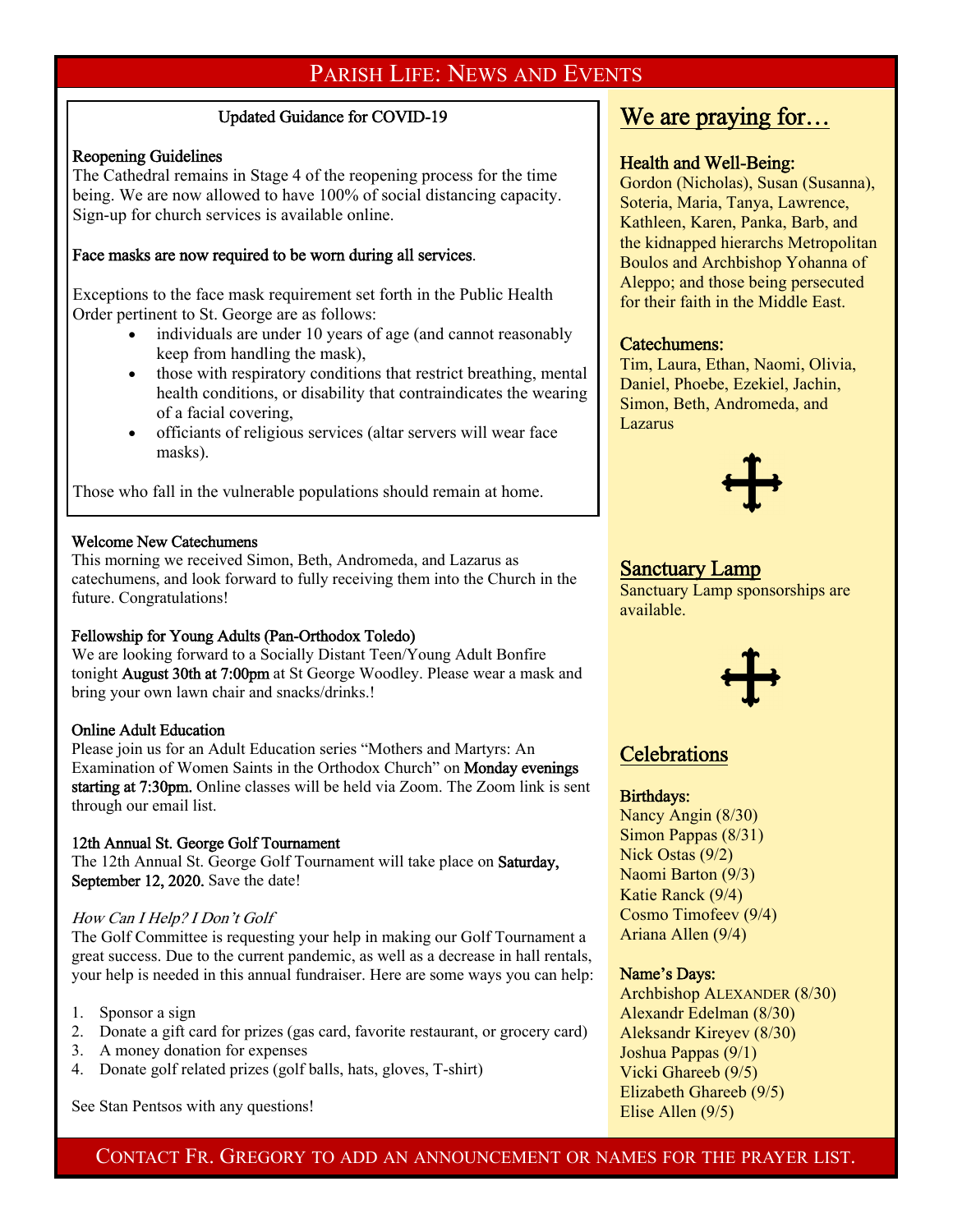# Parish Life: News and Events

### Updated Guidance for COVID-19

**Reopening Guidelines**
The Cathedral remains in Stage 4 of the reopening process for the time being. We are now allowed to have 100% of social distancing capacity. Sign-up for church services is available online.

**Face masks are now required to be worn during all services**.

Exceptions to the face mask requirement set forth in the Public Health Order pertinent to St. George are as follows:

- individuals are under 10 years of age (and cannot reasonably keep from handling the mask),
- those with respiratory conditions that restrict breathing, mental health conditions, or disability that contraindicates the wearing of a facial covering,
- officiants of religious services (altar servers will wear face masks).

Those who fall in the vulnerable populations should remain at home.

**Welcome New Catechumens**
This morning we received Simon, Beth, Andromeda, and Lazarus as catechumens, and look forward to fully receiving them into the Church in the future. Congratulations!

**Fellowship for Young Adults (Pan-Orthodox Toledo)**
We are looking forward to a Socially Distant Teen/Young Adult Bonfire tonight **August 30th at 7:00pm** at St George Woodley. Please wear a mask and bring your own lawn chair and snacks/drinks.!

**Online Adult Education**
Please join us for an Adult Education series "Mothers and Martyrs: An Examination of Women Saints in the Orthodox Church" on **Monday evenings starting at 7:30pm.** Online classes will be held via Zoom. The Zoom link is sent through our email list.

**12th Annual St. George Golf Tournament**
The 12th Annual St. George Golf Tournament will take place on **Saturday, September 12, 2020.** Save the date!

*How Can I Help? I Don't Golf*
The Golf Committee is requesting your help in making our Golf Tournament a great success. Due to the current pandemic, as well as a decrease in hall rentals, your help is needed in this annual fundraiser. Here are some ways you can help:

1. Sponsor a sign
2. Donate a gift card for prizes (gas card, favorite restaurant, or grocery card)
3. A money donation for expenses
4. Donate golf related prizes (golf balls, hats, gloves, T-shirt)

See Stan Pentsos with any questions!

## We are praying for…

**Health and Well-Being:**
Gordon (Nicholas), Susan (Susanna), Soteria, Maria, Tanya, Lawrence, Kathleen, Karen, Panka, Barb, and the kidnapped hierarchs Metropolitan Boulos and Archbishop Yohanna of Aleppo; and those being persecuted for their faith in the Middle East.

**Catechumens:**
Tim, Laura, Ethan, Naomi, Olivia, Daniel, Phoebe, Ezekiel, Jachin, Simon, Beth, Andromeda, and Lazarus

## Sanctuary Lamp

Sanctuary Lamp sponsorships are available.

## Celebrations

**Birthdays:**
Nancy Angin (8/30)
Simon Pappas (8/31)
Nick Ostas (9/2)
Naomi Barton (9/3)
Katie Ranck (9/4)
Cosmo Timofeev (9/4)
Ariana Allen (9/4)

**Name's Days:**
Archbishop Alexander (8/30)
Alexandr Edelman (8/30)
Aleksandr Kireyev (8/30)
Joshua Pappas (9/1)
Vicki Ghareeb (9/5)
Elizabeth Ghareeb (9/5)
Elise Allen (9/5)

Contact Fr. Gregory to add an announcement or names for the prayer list.